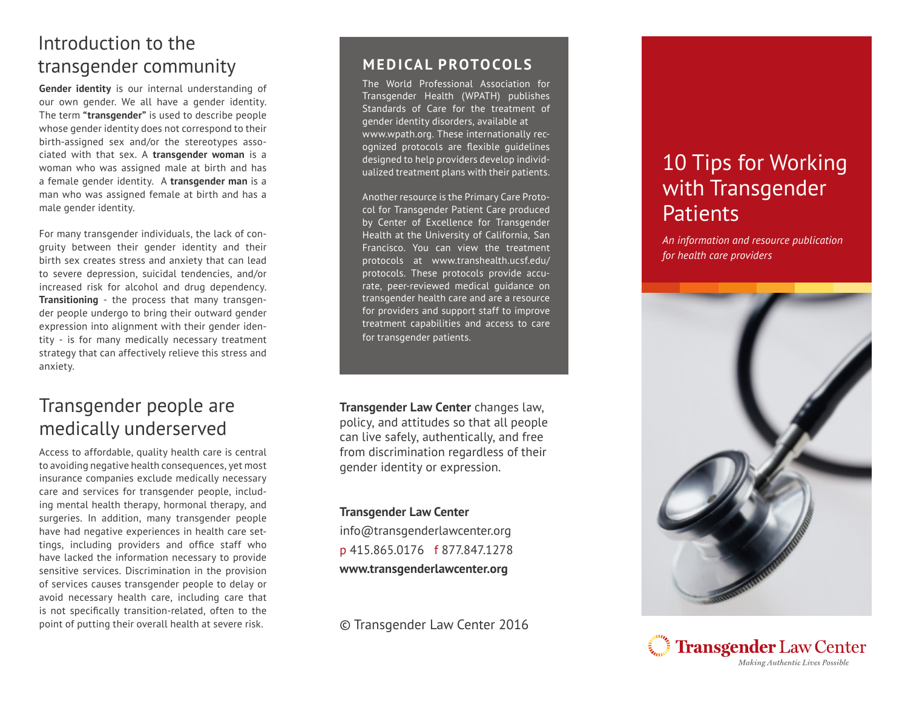## Introduction to the transgender community

**Gender identity** is our internal understanding of our own gender. We all have a gender identity. The term **"transgender"** is used to describe people whose gender identity does not correspond to their birth-assigned sex and/or the stereotypes associated with that sex. A **transgender woman** is a woman who was assigned male at birth and has a female gender identity. A **transgender man** is a man who was assigned female at birth and has a male gender identity.

For many transgender individuals, the lack of congruity between their gender identity and their birth sex creates stress and anxiety that can lead to severe depression, suicidal tendencies, and/or increased risk for alcohol and drug dependency. **Transitioning** - the process that many transgender people undergo to bring their outward gender expression into alignment with their gender identity - is for many medically necessary treatment strategy that can affectively relieve this stress and anxiety.

## Transgender people are medically underserved

Access to affordable, quality health care is central to avoiding negative health consequences, yet most insurance companies exclude medically necessary care and services for transgender people, including mental health therapy, hormonal therapy, and surgeries. In addition, many transgender people have had negative experiences in health care settings, including providers and office staff who have lacked the information necessary to provide sensitive services. Discrimination in the provision of services causes transgender people to delay or avoid necessary health care, including care that is not specifically transition-related, often to the point of putting their overall health at severe risk.

### MEDICAL PROTOCOLS

The World Professional Association for Transgender Health (WPATH) publishes Standards of Care for the treatment of gender identity disorders, available at www.wpath.org. These internationally recognized protocols are flexible guidelines designed to help providers develop individualized treatment plans with their patients.

Another resource is the Primary Care Protocol for Transgender Patient Care produced by Center of Excellence for Transgender Health at the University of California, San Francisco. You can view the treatment protocols at www.transhealth.ucsf.edu/protocols. These protocols provide accurate, peer-reviewed medical guidance on transgender health care and are a resource for providers and support staff to improve treatment capabilities and access to care for transgender patients.

**Transgender Law Center** changes law, policy, and attitudes so that all people can live safely, authentically, and free from discrimination regardless of their gender identity or expression.

**Transgender Law Center**
info@transgenderlawcenter.org
p 415.865.0176 f 877.847.1278
**www.transgenderlawcenter.org**

© Transgender Law Center 2016

# 10 Tips for Working with Transgender Patients

*An information and resource publication for health care providers*

**Transgender** Law Center
*Making Authentic Lives Possible*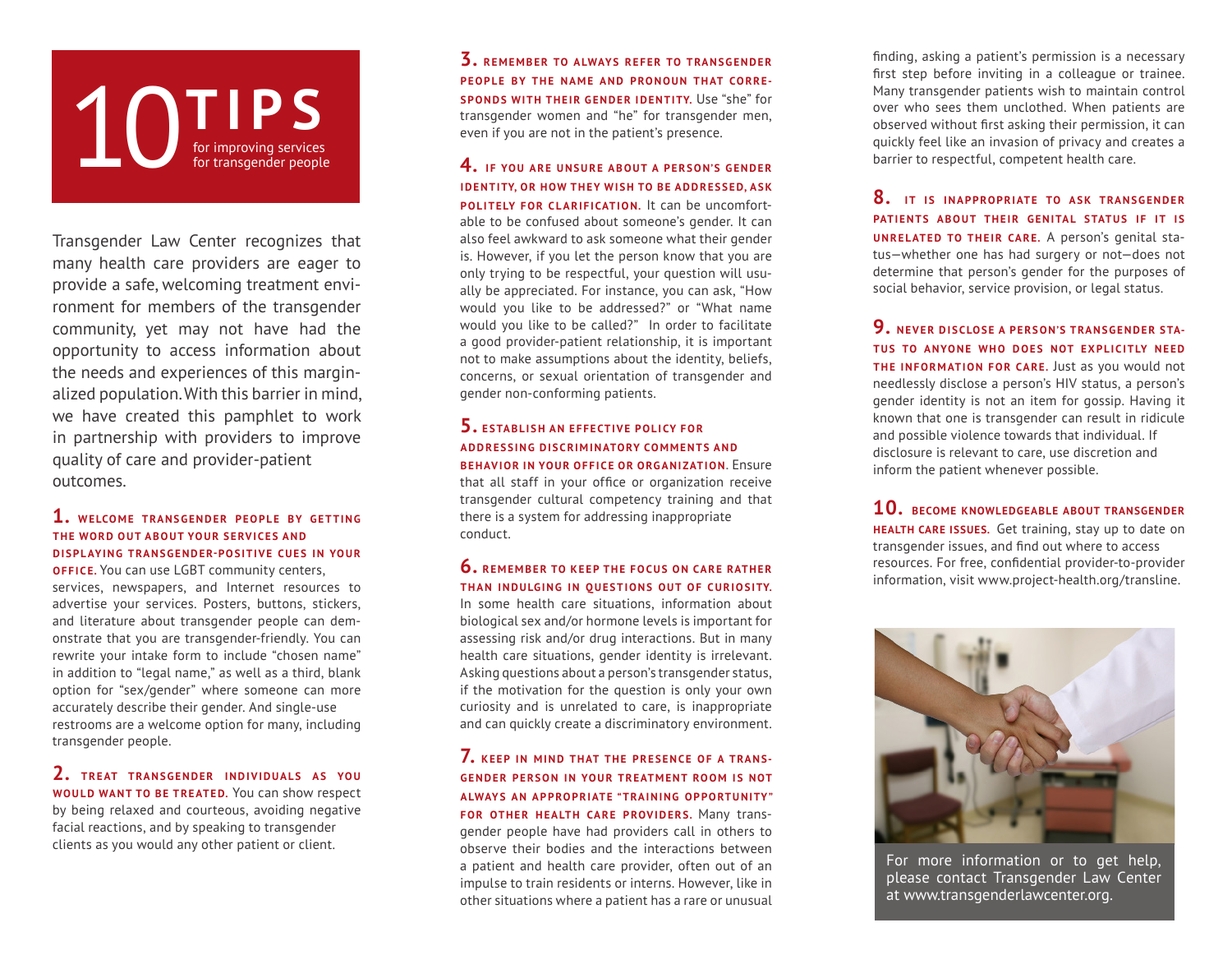# 10 TIPS for improving services for transgender people

Transgender Law Center recognizes that many health care providers are eager to provide a safe, welcoming treatment environment for members of the transgender community, yet may not have had the opportunity to access information about the needs and experiences of this marginalized population. With this barrier in mind, we have created this pamphlet to work in partnership with providers to improve quality of care and provider-patient outcomes.

**1. WELCOME TRANSGENDER PEOPLE BY GETTING THE WORD OUT ABOUT YOUR SERVICES AND DISPLAYING TRANSGENDER-POSITIVE CUES IN YOUR OFFICE.** You can use LGBT community centers, services, newspapers, and Internet resources to advertise your services. Posters, buttons, stickers, and literature about transgender people can demonstrate that you are transgender-friendly. You can rewrite your intake form to include "chosen name" in addition to "legal name," as well as a third, blank option for "sex/gender" where someone can more accurately describe their gender. And single-use restrooms are a welcome option for many, including transgender people.

**2. TREAT TRANSGENDER INDIVIDUALS AS YOU WOULD WANT TO BE TREATED.** You can show respect by being relaxed and courteous, avoiding negative facial reactions, and by speaking to transgender clients as you would any other patient or client.

**3. REMEMBER TO ALWAYS REFER TO TRANSGENDER PEOPLE BY THE NAME AND PRONOUN THAT CORRESPONDS WITH THEIR GENDER IDENTITY.** Use "she" for transgender women and "he" for transgender men, even if you are not in the patient's presence.

**4. IF YOU ARE UNSURE ABOUT A PERSON'S GENDER IDENTITY, OR HOW THEY WISH TO BE ADDRESSED, ASK POLITELY FOR CLARIFICATION.** It can be uncomfortable to be confused about someone's gender. It can also feel awkward to ask someone what their gender is. However, if you let the person know that you are only trying to be respectful, your question will usually be appreciated. For instance, you can ask, "How would you like to be addressed?" or "What name would you like to be called?" In order to facilitate a good provider-patient relationship, it is important not to make assumptions about the identity, beliefs, concerns, or sexual orientation of transgender and gender non-conforming patients.

**5. ESTABLISH AN EFFECTIVE POLICY FOR ADDRESSING DISCRIMINATORY COMMENTS AND BEHAVIOR IN YOUR OFFICE OR ORGANIZATION.** Ensure that all staff in your office or organization receive transgender cultural competency training and that there is a system for addressing inappropriate conduct.

**6. REMEMBER TO KEEP THE FOCUS ON CARE RATHER THAN INDULGING IN QUESTIONS OUT OF CURIOSITY.** In some health care situations, information about biological sex and/or hormone levels is important for assessing risk and/or drug interactions. But in many health care situations, gender identity is irrelevant. Asking questions about a person's transgender status, if the motivation for the question is only your own curiosity and is unrelated to care, is inappropriate and can quickly create a discriminatory environment.

**7. KEEP IN MIND THAT THE PRESENCE OF A TRANSGENDER PERSON IN YOUR TREATMENT ROOM IS NOT ALWAYS AN APPROPRIATE "TRAINING OPPORTUNITY" FOR OTHER HEALTH CARE PROVIDERS.** Many transgender people have had providers call in others to observe their bodies and the interactions between a patient and health care provider, often out of an impulse to train residents or interns. However, like in other situations where a patient has a rare or unusual finding, asking a patient's permission is a necessary first step before inviting in a colleague or trainee. Many transgender patients wish to maintain control over who sees them unclothed. When patients are observed without first asking their permission, it can quickly feel like an invasion of privacy and creates a barrier to respectful, competent health care.

**8. IT IS INAPPROPRIATE TO ASK TRANSGENDER PATIENTS ABOUT THEIR GENITAL STATUS IF IT IS UNRELATED TO THEIR CARE.** A person's genital status—whether one has had surgery or not—does not determine that person's gender for the purposes of social behavior, service provision, or legal status.

**9. NEVER DISCLOSE A PERSON'S TRANSGENDER STATUS TO ANYONE WHO DOES NOT EXPLICITLY NEED THE INFORMATION FOR CARE.** Just as you would not needlessly disclose a person's HIV status, a person's gender identity is not an item for gossip. Having it known that one is transgender can result in ridicule and possible violence towards that individual. If disclosure is relevant to care, use discretion and inform the patient whenever possible.

**10. BECOME KNOWLEDGEABLE ABOUT TRANSGENDER HEALTH CARE ISSUES.** Get training, stay up to date on transgender issues, and find out where to access resources. For free, confidential provider-to-provider information, visit www.project-health.org/transline.

For more information or to get help, please contact Transgender Law Center at www.transgenderlawcenter.org.